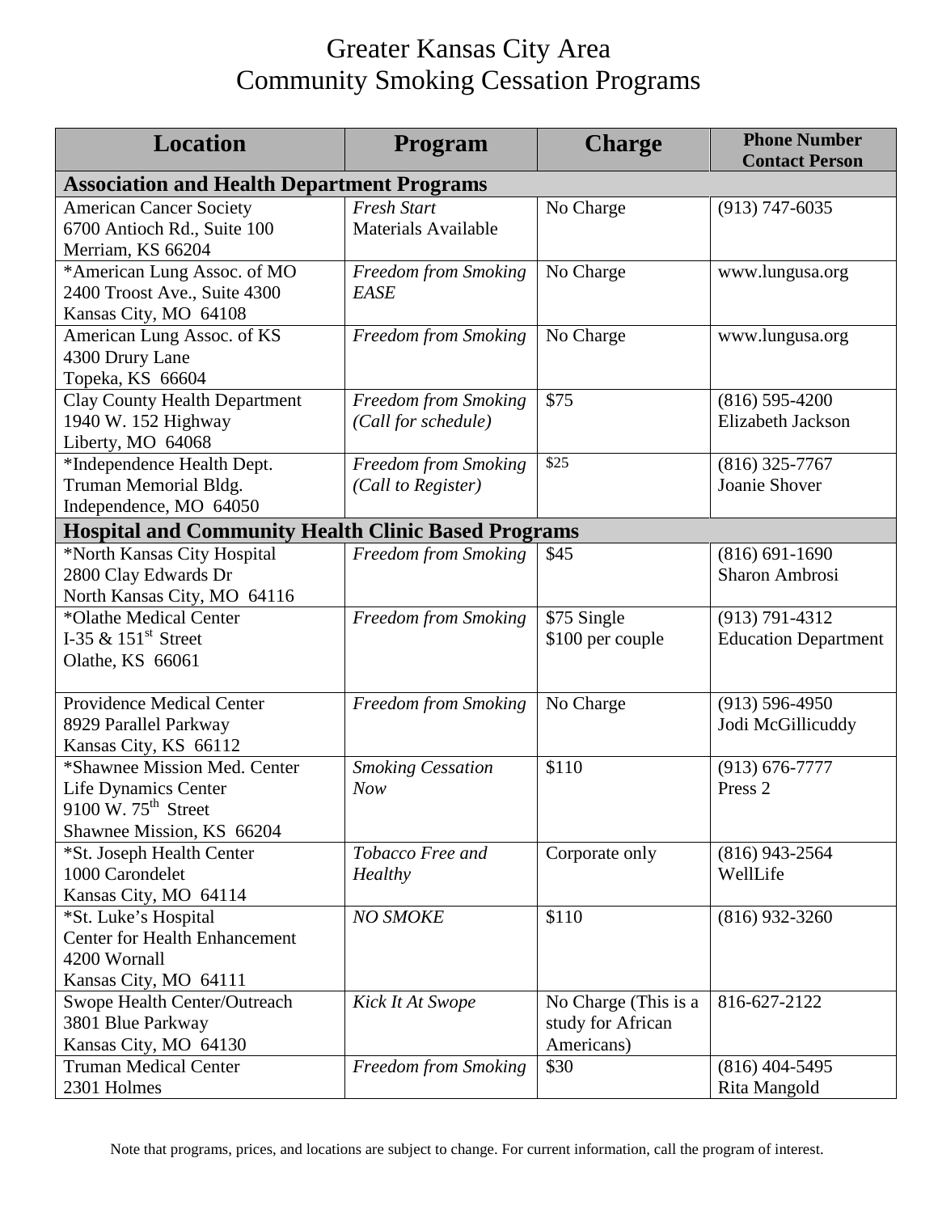# Greater Kansas City Area
# Community Smoking Cessation Programs

| Location | Program | Charge | Phone Number Contact Person |
|---|---|---|---|
| **Association and Health Department Programs** | | | |
| American Cancer Society<br>6700 Antioch Rd., Suite 100<br>Merriam, KS 66204 | *Fresh Start*<br>Materials Available | No Charge | (913) 747-6035 |
| *American Lung Assoc. of MO<br>2400 Troost Ave., Suite 4300<br>Kansas City, MO 64108 | *Freedom from Smoking*<br>*EASE* | No Charge | www.lungusa.org |
| American Lung Assoc. of KS<br>4300 Drury Lane<br>Topeka, KS 66604 | *Freedom from Smoking* | No Charge | www.lungusa.org |
| Clay County Health Department<br>1940 W. 152 Highway<br>Liberty, MO 64068 | *Freedom from Smoking*<br>*(Call for schedule)* | $75 | (816) 595-4200<br>Elizabeth Jackson |
| *Independence Health Dept.<br>Truman Memorial Bldg.<br>Independence, MO 64050 | *Freedom from Smoking*<br>*(Call to Register)* | $25 | (816) 325-7767<br>Joanie Shover |
| **Hospital and Community Health Clinic Based Programs** | | | |
| *North Kansas City Hospital<br>2800 Clay Edwards Dr<br>North Kansas City, MO 64116 | *Freedom from Smoking* | $45 | (816) 691-1690<br>Sharon Ambrosi |
| *Olathe Medical Center<br>I-35 & 151st Street<br>Olathe, KS 66061 | *Freedom from Smoking* | $75 Single<br>$100 per couple | (913) 791-4312<br>Education Department |
| Providence Medical Center<br>8929 Parallel Parkway<br>Kansas City, KS 66112 | *Freedom from Smoking* | No Charge | (913) 596-4950<br>Jodi McGillicuddy |
| *Shawnee Mission Med. Center<br>Life Dynamics Center<br>9100 W. 75th Street<br>Shawnee Mission, KS 66204 | *Smoking Cessation Now* | $110 | (913) 676-7777<br>Press 2 |
| *St. Joseph Health Center<br>1000 Carondelet<br>Kansas City, MO 64114 | *Tobacco Free and Healthy* | Corporate only | (816) 943-2564<br>WellLife |
| *St. Luke's Hospital<br>Center for Health Enhancement<br>4200 Wornall<br>Kansas City, MO 64111 | *NO SMOKE* | $110 | (816) 932-3260 |
| Swope Health Center/Outreach<br>3801 Blue Parkway<br>Kansas City, MO 64130 | *Kick It At Swope* | No Charge (This is a study for African Americans) | 816-627-2122 |
| Truman Medical Center<br>2301 Holmes | *Freedom from Smoking* | $30 | (816) 404-5495<br>Rita Mangold |

Note that programs, prices, and locations are subject to change. For current information, call the program of interest.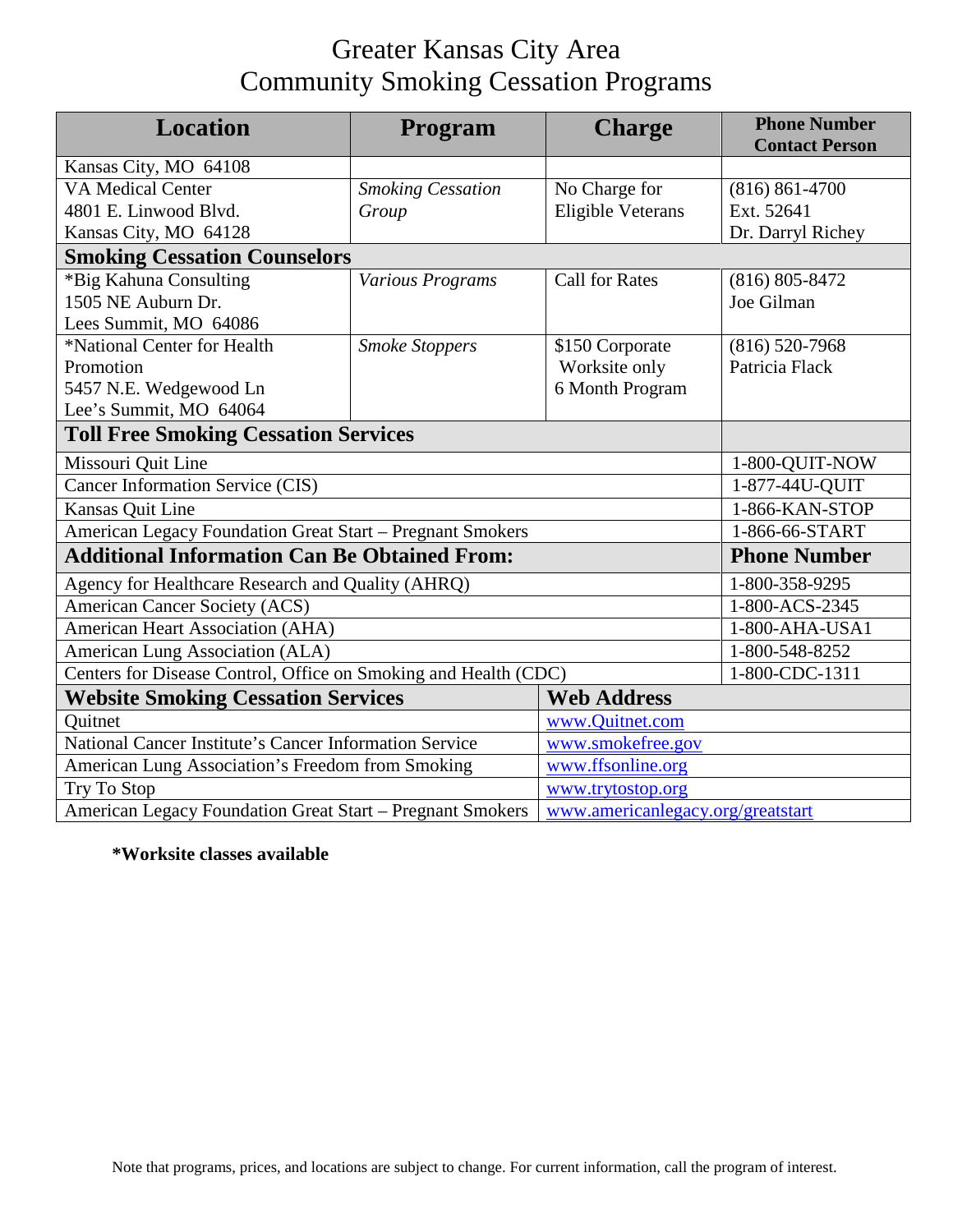# Greater Kansas City Area
# Community Smoking Cessation Programs

| Location | Program | Charge | Phone Number Contact Person |
|---|---|---|---|
| Kansas City, MO 64108 | | | |
| VA Medical Center<br>4801 E. Linwood Blvd.<br>Kansas City, MO 64128 | *Smoking Cessation Group* | No Charge for Eligible Veterans | (816) 861-4700<br>Ext. 52641<br>Dr. Darryl Richey |
| **Smoking Cessation Counselors** | | | |
| *Big Kahuna Consulting<br>1505 NE Auburn Dr.<br>Lees Summit, MO 64086 | *Various Programs* | Call for Rates | (816) 805-8472<br>Joe Gilman |
| *National Center for Health Promotion<br>5457 N.E. Wedgewood Ln<br>Lee's Summit, MO 64064 | *Smoke Stoppers* | $150 Corporate Worksite only<br>6 Month Program | (816) 520-7968<br>Patricia Flack |
| **Toll Free Smoking Cessation Services** | | | |
| Missouri Quit Line | | | 1-800-QUIT-NOW |
| Cancer Information Service (CIS) | | | 1-877-44U-QUIT |
| Kansas Quit Line | | | 1-866-KAN-STOP |
| American Legacy Foundation Great Start – Pregnant Smokers | | | 1-866-66-START |
| **Additional Information Can Be Obtained From:** | | | **Phone Number** |
| Agency for Healthcare Research and Quality (AHRQ) | | | 1-800-358-9295 |
| American Cancer Society (ACS) | | | 1-800-ACS-2345 |
| American Heart Association (AHA) | | | 1-800-AHA-USA1 |
| American Lung Association (ALA) | | | 1-800-548-8252 |
| Centers for Disease Control, Office on Smoking and Health (CDC) | | | 1-800-CDC-1311 |
| **Website Smoking Cessation Services** | | **Web Address** | |
| Quitnet | | www.Quitnet.com | |
| National Cancer Institute's Cancer Information Service | | www.smokefree.gov | |
| American Lung Association's Freedom from Smoking | | www.ffsonline.org | |
| Try To Stop | | www.trytostop.org | |
| American Legacy Foundation Great Start – Pregnant Smokers | | www.americanlegacy.org/greatstart | |

**\*Worksite classes available**

Note that programs, prices, and locations are subject to change. For current information, call the program of interest.